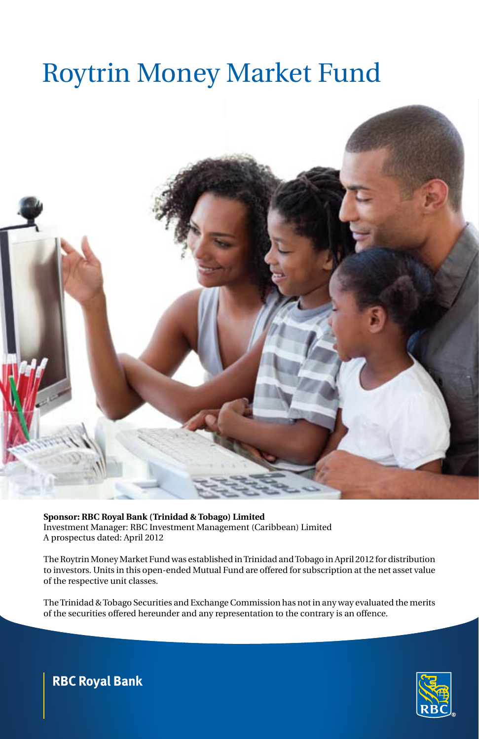# Roytrin Money Market Fund

**Sponsor: RBC Royal Bank (Trinidad & Tobago) Limited**
Investment Manager: RBC Investment Management (Caribbean) Limited
A prospectus dated: April 2012

The Roytrin Money Market Fund was established in Trinidad and Tobago in April 2012 for distribution to investors. Units in this open-ended Mutual Fund are offered for subscription at the net asset value of the respective unit classes.

The Trinidad & Tobago Securities and Exchange Commission has not in any way evaluated the merits of the securities offered hereunder and any representation to the contrary is an offence.

RBC Royal Bank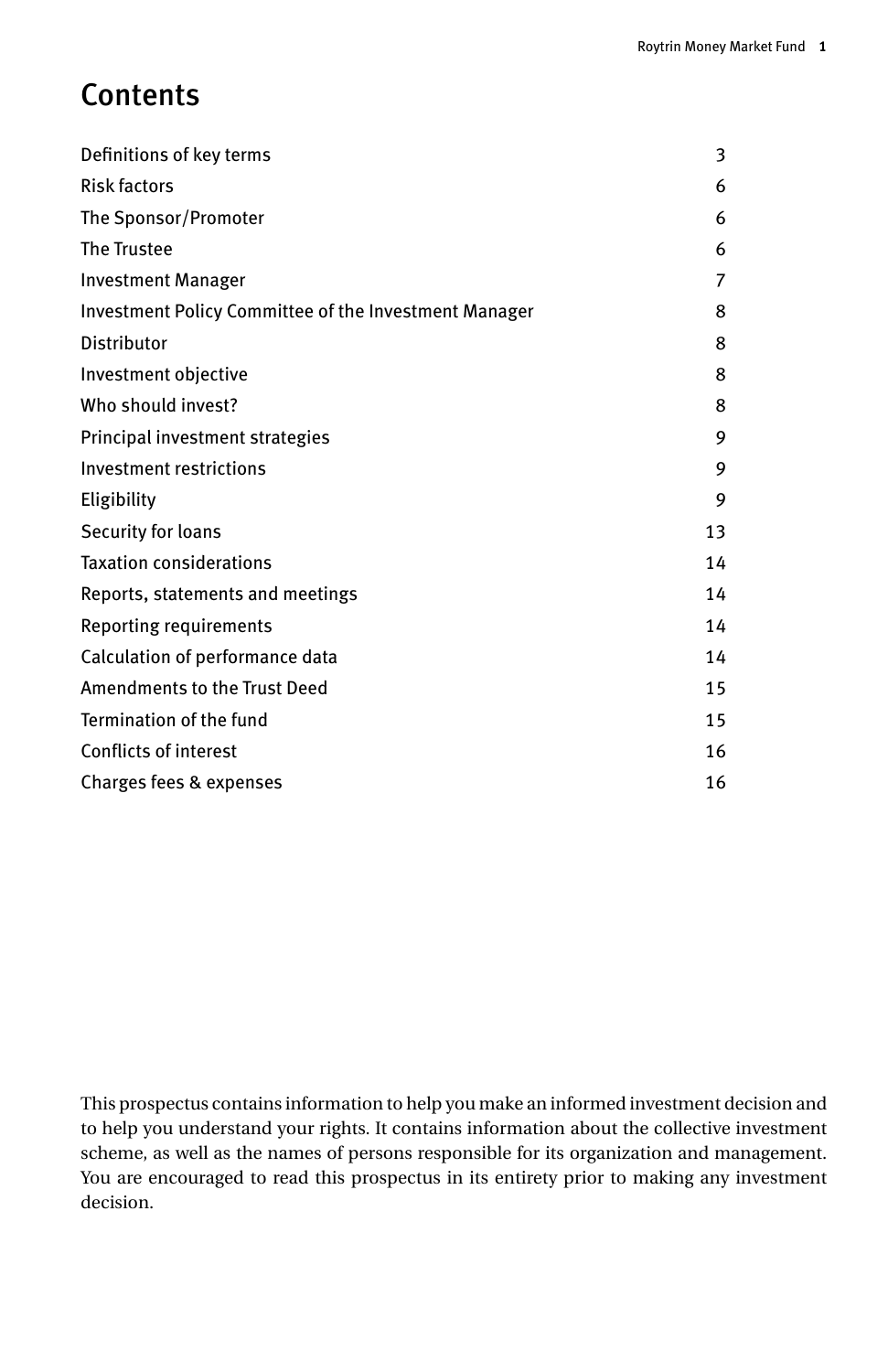# Contents

| | |
|---|---|
| Definitions of key terms | 3 |
| Risk factors | 6 |
| The Sponsor/Promoter | 6 |
| The Trustee | 6 |
| Investment Manager | 7 |
| Investment Policy Committee of the Investment Manager | 8 |
| Distributor | 8 |
| Investment objective | 8 |
| Who should invest? | 8 |
| Principal investment strategies | 9 |
| Investment restrictions | 9 |
| Eligibility | 9 |
| Security for loans | 13 |
| Taxation considerations | 14 |
| Reports, statements and meetings | 14 |
| Reporting requirements | 14 |
| Calculation of performance data | 14 |
| Amendments to the Trust Deed | 15 |
| Termination of the fund | 15 |
| Conflicts of interest | 16 |
| Charges fees & expenses | 16 |

This prospectus contains information to help you make an informed investment decision and to help you understand your rights. It contains information about the collective investment scheme, as well as the names of persons responsible for its organization and management. You are encouraged to read this prospectus in its entirety prior to making any investment decision.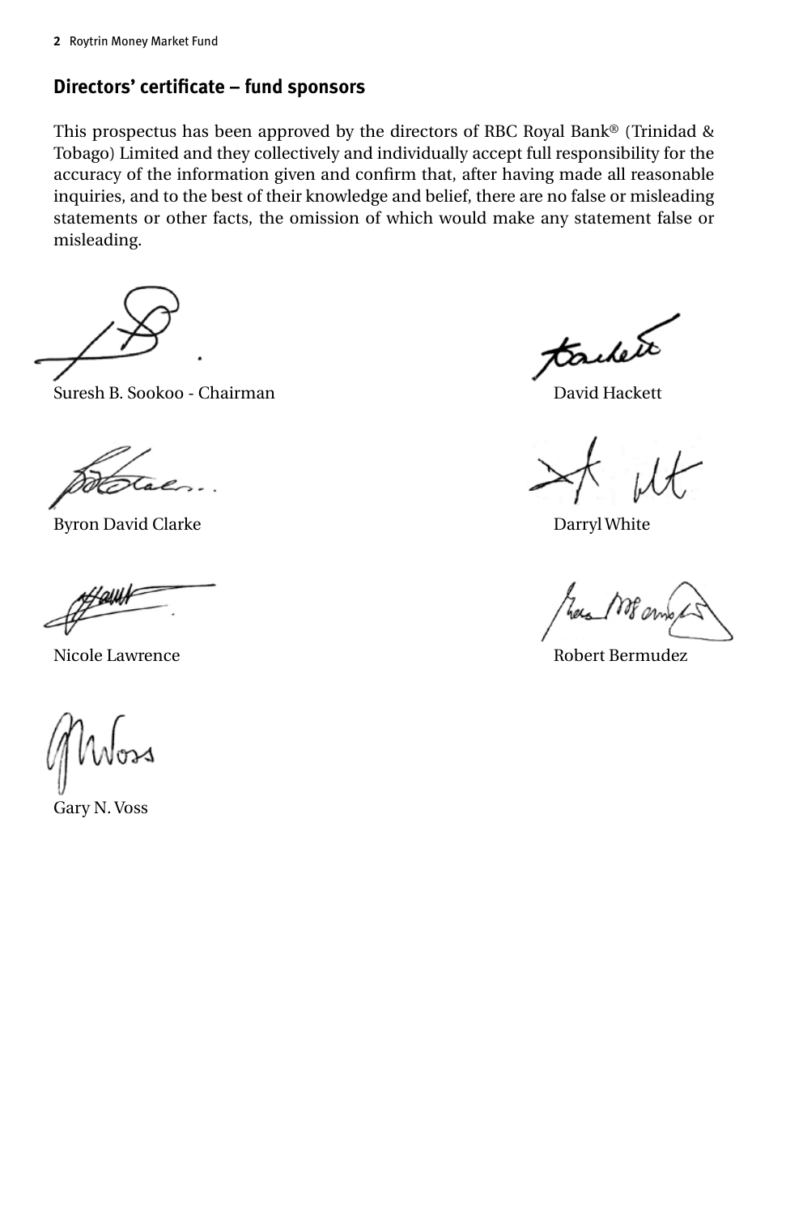## Directors' certificate – fund sponsors

This prospectus has been approved by the directors of RBC Royal Bank® (Trinidad & Tobago) Limited and they collectively and individually accept full responsibility for the accuracy of the information given and confirm that, after having made all reasonable inquiries, and to the best of their knowledge and belief, there are no false or misleading statements or other facts, the omission of which would make any statement false or misleading.

Suresh B. Sookoo - Chairman

David Hackett

Byron David Clarke

Darryl White

Nicole Lawrence

Robert Bermudez

Gary N. Voss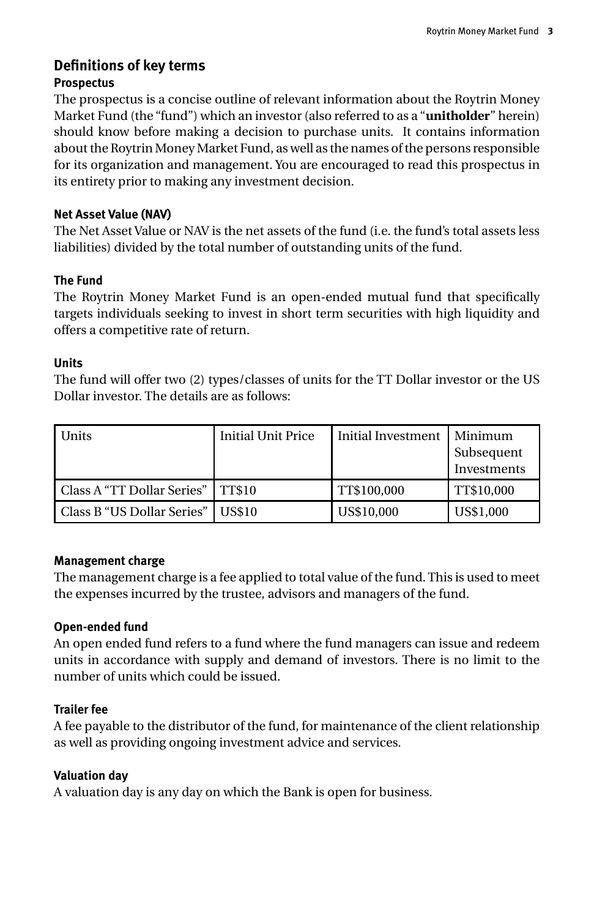## Definitions of key terms

### Prospectus

The prospectus is a concise outline of relevant information about the Roytrin Money Market Fund (the "fund") which an investor (also referred to as a "**unitholder**" herein) should know before making a decision to purchase units. It contains information about the Roytrin Money Market Fund, as well as the names of the persons responsible for its organization and management. You are encouraged to read this prospectus in its entirety prior to making any investment decision.

### Net Asset Value (NAV)

The Net Asset Value or NAV is the net assets of the fund (i.e. the fund's total assets less liabilities) divided by the total number of outstanding units of the fund.

### The Fund

The Roytrin Money Market Fund is an open-ended mutual fund that specifically targets individuals seeking to invest in short term securities with high liquidity and offers a competitive rate of return.

### Units

The fund will offer two (2) types/classes of units for the TT Dollar investor or the US Dollar investor. The details are as follows:

| Units | Initial Unit Price | Initial Investment | Minimum Subsequent Investments |
|---|---|---|---|
| Class A "TT Dollar Series" | TT$10 | TT$100,000 | TT$10,000 |
| Class B "US Dollar Series" | US$10 | US$10,000 | US$1,000 |

### Management charge

The management charge is a fee applied to total value of the fund. This is used to meet the expenses incurred by the trustee, advisors and managers of the fund.

### Open-ended fund

An open ended fund refers to a fund where the fund managers can issue and redeem units in accordance with supply and demand of investors. There is no limit to the number of units which could be issued.

### Trailer fee

A fee payable to the distributor of the fund, for maintenance of the client relationship as well as providing ongoing investment advice and services.

### Valuation day

A valuation day is any day on which the Bank is open for business.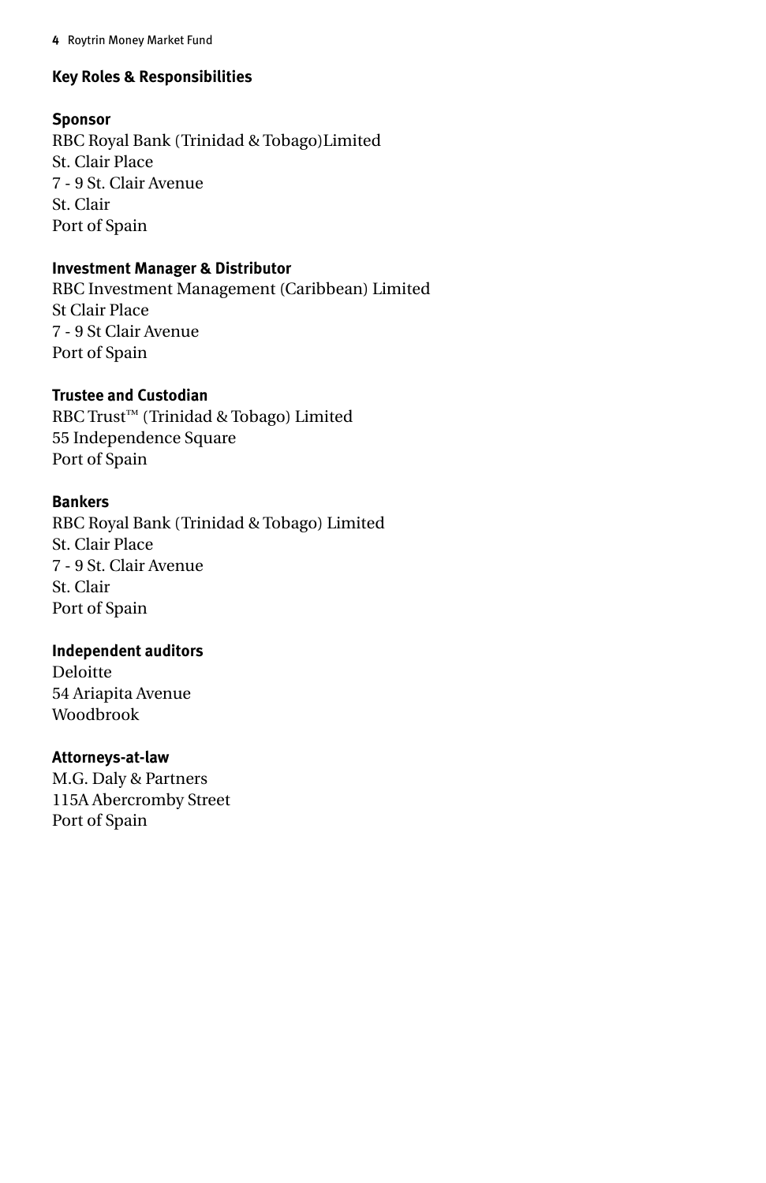## Key Roles & Responsibilities

**Sponsor**
RBC Royal Bank (Trinidad & Tobago)Limited
St. Clair Place
7 - 9 St. Clair Avenue
St. Clair
Port of Spain

**Investment Manager & Distributor**
RBC Investment Management (Caribbean) Limited
St Clair Place
7 - 9 St Clair Avenue
Port of Spain

**Trustee and Custodian**
RBC Trust™ (Trinidad & Tobago) Limited
55 Independence Square
Port of Spain

**Bankers**
RBC Royal Bank (Trinidad & Tobago) Limited
St. Clair Place
7 - 9 St. Clair Avenue
St. Clair
Port of Spain

**Independent auditors**
Deloitte
54 Ariapita Avenue
Woodbrook

**Attorneys-at-law**
M.G. Daly & Partners
115A Abercromby Street
Port of Spain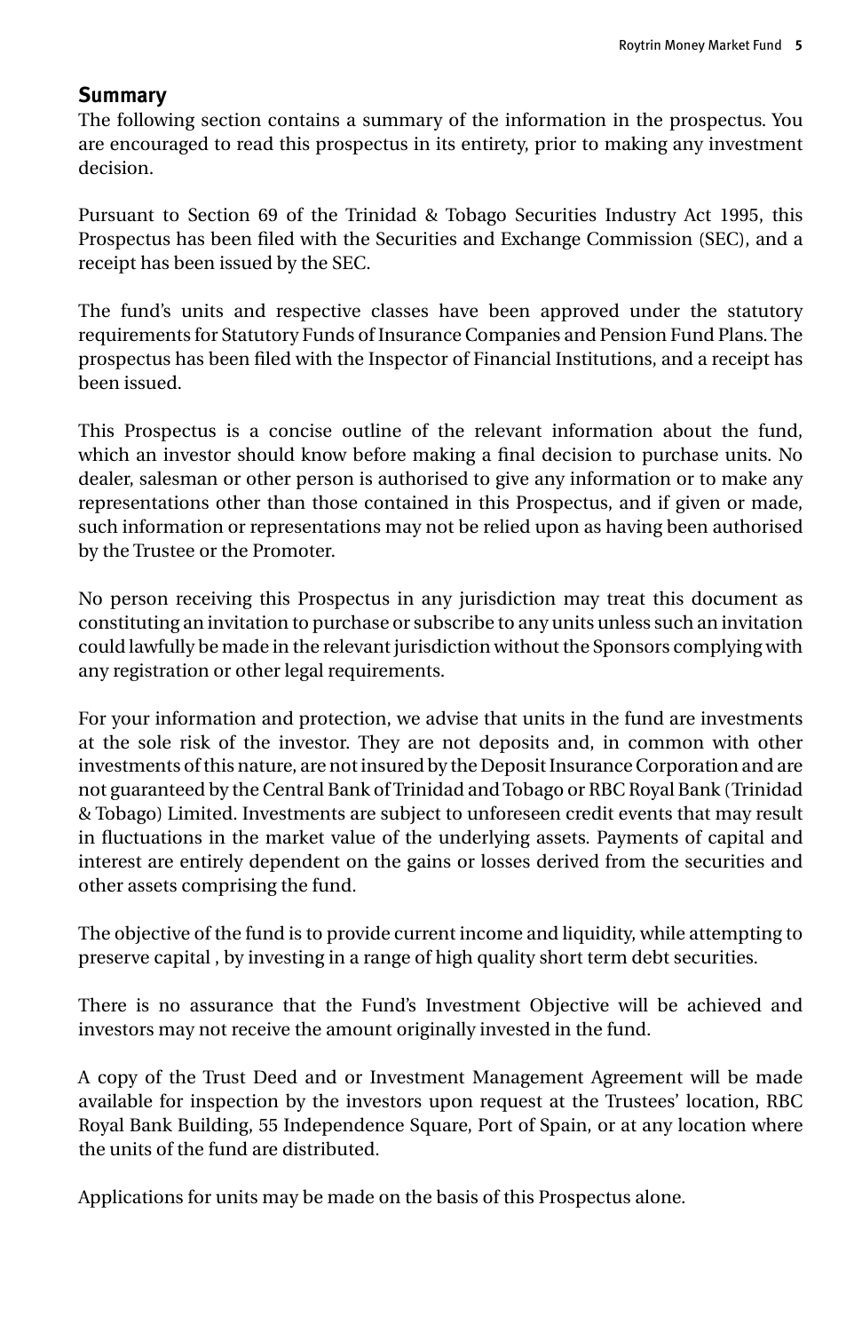## Summary

The following section contains a summary of the information in the prospectus. You are encouraged to read this prospectus in its entirety, prior to making any investment decision.

Pursuant to Section 69 of the Trinidad & Tobago Securities Industry Act 1995, this Prospectus has been filed with the Securities and Exchange Commission (SEC), and a receipt has been issued by the SEC.

The fund's units and respective classes have been approved under the statutory requirements for Statutory Funds of Insurance Companies and Pension Fund Plans. The prospectus has been filed with the Inspector of Financial Institutions, and a receipt has been issued.

This Prospectus is a concise outline of the relevant information about the fund, which an investor should know before making a final decision to purchase units. No dealer, salesman or other person is authorised to give any information or to make any representations other than those contained in this Prospectus, and if given or made, such information or representations may not be relied upon as having been authorised by the Trustee or the Promoter.

No person receiving this Prospectus in any jurisdiction may treat this document as constituting an invitation to purchase or subscribe to any units unless such an invitation could lawfully be made in the relevant jurisdiction without the Sponsors complying with any registration or other legal requirements.

For your information and protection, we advise that units in the fund are investments at the sole risk of the investor. They are not deposits and, in common with other investments of this nature, are not insured by the Deposit Insurance Corporation and are not guaranteed by the Central Bank of Trinidad and Tobago or RBC Royal Bank (Trinidad & Tobago) Limited. Investments are subject to unforeseen credit events that may result in fluctuations in the market value of the underlying assets. Payments of capital and interest are entirely dependent on the gains or losses derived from the securities and other assets comprising the fund.

The objective of the fund is to provide current income and liquidity, while attempting to preserve capital , by investing in a range of high quality short term debt securities.

There is no assurance that the Fund's Investment Objective will be achieved and investors may not receive the amount originally invested in the fund.

A copy of the Trust Deed and or Investment Management Agreement will be made available for inspection by the investors upon request at the Trustees' location, RBC Royal Bank Building, 55 Independence Square, Port of Spain, or at any location where the units of the fund are distributed.

Applications for units may be made on the basis of this Prospectus alone.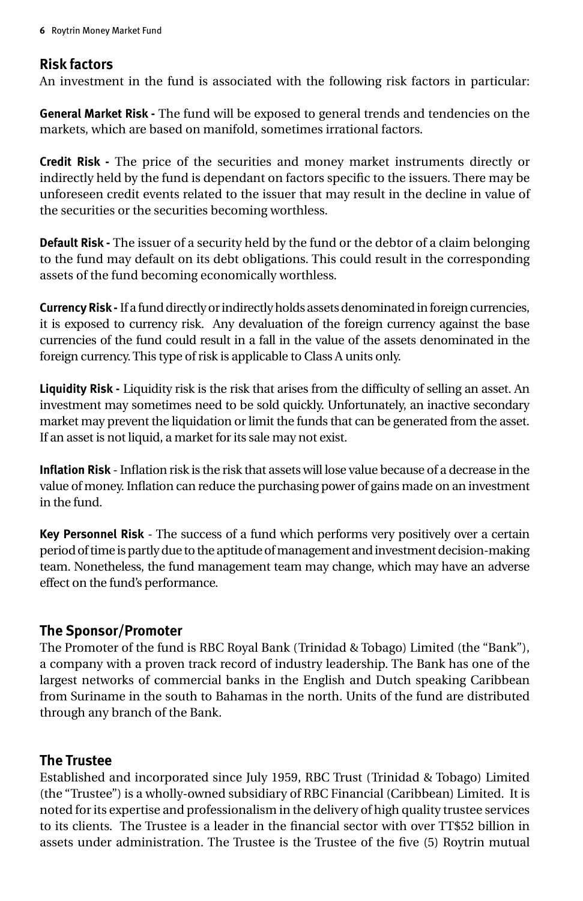## Risk factors

An investment in the fund is associated with the following risk factors in particular:

**General Market Risk -** The fund will be exposed to general trends and tendencies on the markets, which are based on manifold, sometimes irrational factors.

**Credit Risk -** The price of the securities and money market instruments directly or indirectly held by the fund is dependant on factors specific to the issuers. There may be unforeseen credit events related to the issuer that may result in the decline in value of the securities or the securities becoming worthless.

**Default Risk -** The issuer of a security held by the fund or the debtor of a claim belonging to the fund may default on its debt obligations. This could result in the corresponding assets of the fund becoming economically worthless.

**Currency Risk -** If a fund directly or indirectly holds assets denominated in foreign currencies, it is exposed to currency risk. Any devaluation of the foreign currency against the base currencies of the fund could result in a fall in the value of the assets denominated in the foreign currency. This type of risk is applicable to Class A units only.

**Liquidity Risk -** Liquidity risk is the risk that arises from the difficulty of selling an asset. An investment may sometimes need to be sold quickly. Unfortunately, an inactive secondary market may prevent the liquidation or limit the funds that can be generated from the asset. If an asset is not liquid, a market for its sale may not exist.

**Inflation Risk** - Inflation risk is the risk that assets will lose value because of a decrease in the value of money. Inflation can reduce the purchasing power of gains made on an investment in the fund.

**Key Personnel Risk** - The success of a fund which performs very positively over a certain period of time is partly due to the aptitude of management and investment decision-making team. Nonetheless, the fund management team may change, which may have an adverse effect on the fund's performance.

## The Sponsor/Promoter

The Promoter of the fund is RBC Royal Bank (Trinidad & Tobago) Limited (the "Bank"), a company with a proven track record of industry leadership. The Bank has one of the largest networks of commercial banks in the English and Dutch speaking Caribbean from Suriname in the south to Bahamas in the north. Units of the fund are distributed through any branch of the Bank.

## The Trustee

Established and incorporated since July 1959, RBC Trust (Trinidad & Tobago) Limited (the "Trustee") is a wholly-owned subsidiary of RBC Financial (Caribbean) Limited. It is noted for its expertise and professionalism in the delivery of high quality trustee services to its clients. The Trustee is a leader in the financial sector with over TT$52 billion in assets under administration. The Trustee is the Trustee of the five (5) Roytrin mutual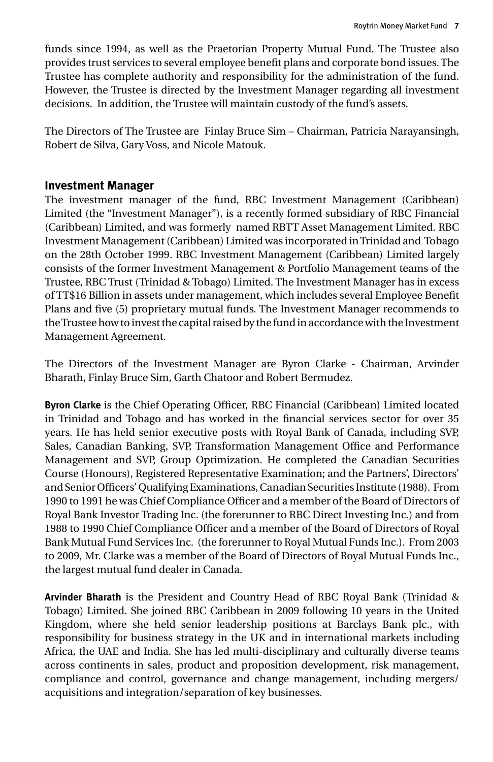funds since 1994, as well as the Praetorian Property Mutual Fund. The Trustee also provides trust services to several employee benefit plans and corporate bond issues. The Trustee has complete authority and responsibility for the administration of the fund. However, the Trustee is directed by the Investment Manager regarding all investment decisions. In addition, the Trustee will maintain custody of the fund's assets.

The Directors of The Trustee are Finlay Bruce Sim – Chairman, Patricia Narayansingh, Robert de Silva, Gary Voss, and Nicole Matouk.

## Investment Manager

The investment manager of the fund, RBC Investment Management (Caribbean) Limited (the "Investment Manager"), is a recently formed subsidiary of RBC Financial (Caribbean) Limited, and was formerly named RBTT Asset Management Limited. RBC Investment Management (Caribbean) Limited was incorporated in Trinidad and Tobago on the 28th October 1999. RBC Investment Management (Caribbean) Limited largely consists of the former Investment Management & Portfolio Management teams of the Trustee, RBC Trust (Trinidad & Tobago) Limited. The Investment Manager has in excess of TT$16 Billion in assets under management, which includes several Employee Benefit Plans and five (5) proprietary mutual funds. The Investment Manager recommends to the Trustee how to invest the capital raised by the fund in accordance with the Investment Management Agreement.

The Directors of the Investment Manager are Byron Clarke - Chairman, Arvinder Bharath, Finlay Bruce Sim, Garth Chatoor and Robert Bermudez.

**Byron Clarke** is the Chief Operating Officer, RBC Financial (Caribbean) Limited located in Trinidad and Tobago and has worked in the financial services sector for over 35 years. He has held senior executive posts with Royal Bank of Canada, including SVP, Sales, Canadian Banking, SVP, Transformation Management Office and Performance Management and SVP, Group Optimization. He completed the Canadian Securities Course (Honours), Registered Representative Examination; and the Partners', Directors' and Senior Officers' Qualifying Examinations, Canadian Securities Institute (1988). From 1990 to 1991 he was Chief Compliance Officer and a member of the Board of Directors of Royal Bank Investor Trading Inc. (the forerunner to RBC Direct Investing Inc.) and from 1988 to 1990 Chief Compliance Officer and a member of the Board of Directors of Royal Bank Mutual Fund Services Inc. (the forerunner to Royal Mutual Funds Inc.). From 2003 to 2009, Mr. Clarke was a member of the Board of Directors of Royal Mutual Funds Inc., the largest mutual fund dealer in Canada.

**Arvinder Bharath** is the President and Country Head of RBC Royal Bank (Trinidad & Tobago) Limited. She joined RBC Caribbean in 2009 following 10 years in the United Kingdom, where she held senior leadership positions at Barclays Bank plc., with responsibility for business strategy in the UK and in international markets including Africa, the UAE and India. She has led multi-disciplinary and culturally diverse teams across continents in sales, product and proposition development, risk management, compliance and control, governance and change management, including mergers/acquisitions and integration/separation of key businesses.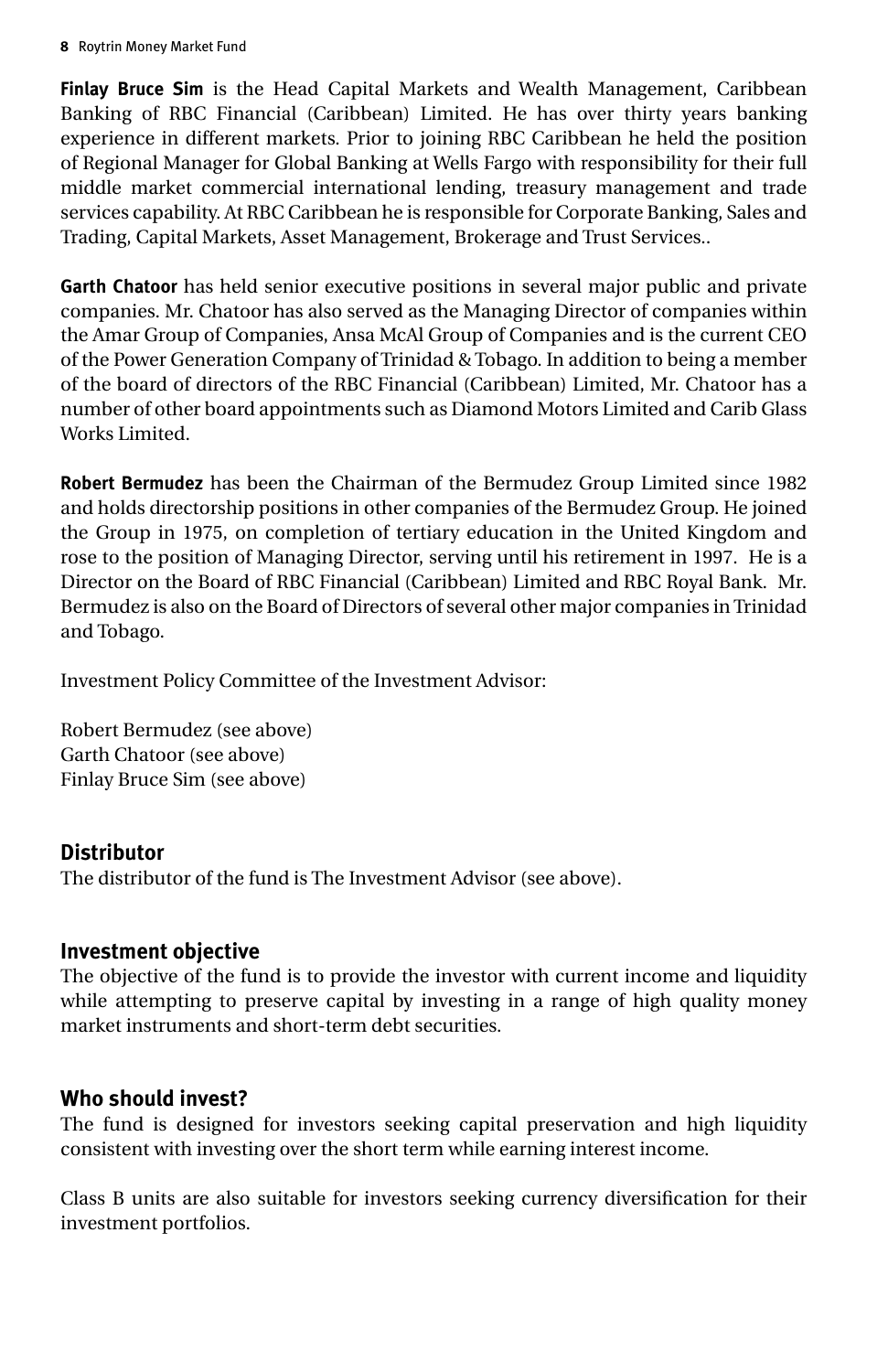**Finlay Bruce Sim** is the Head Capital Markets and Wealth Management, Caribbean Banking of RBC Financial (Caribbean) Limited. He has over thirty years banking experience in different markets. Prior to joining RBC Caribbean he held the position of Regional Manager for Global Banking at Wells Fargo with responsibility for their full middle market commercial international lending, treasury management and trade services capability. At RBC Caribbean he is responsible for Corporate Banking, Sales and Trading, Capital Markets, Asset Management, Brokerage and Trust Services..

**Garth Chatoor** has held senior executive positions in several major public and private companies. Mr. Chatoor has also served as the Managing Director of companies within the Amar Group of Companies, Ansa McAl Group of Companies and is the current CEO of the Power Generation Company of Trinidad & Tobago. In addition to being a member of the board of directors of the RBC Financial (Caribbean) Limited, Mr. Chatoor has a number of other board appointments such as Diamond Motors Limited and Carib Glass Works Limited.

**Robert Bermudez** has been the Chairman of the Bermudez Group Limited since 1982 and holds directorship positions in other companies of the Bermudez Group. He joined the Group in 1975, on completion of tertiary education in the United Kingdom and rose to the position of Managing Director, serving until his retirement in 1997. He is a Director on the Board of RBC Financial (Caribbean) Limited and RBC Royal Bank. Mr. Bermudez is also on the Board of Directors of several other major companies in Trinidad and Tobago.

Investment Policy Committee of the Investment Advisor:

Robert Bermudez (see above)
Garth Chatoor (see above)
Finlay Bruce Sim (see above)

## Distributor

The distributor of the fund is The Investment Advisor (see above).

## Investment objective

The objective of the fund is to provide the investor with current income and liquidity while attempting to preserve capital by investing in a range of high quality money market instruments and short-term debt securities.

## Who should invest?

The fund is designed for investors seeking capital preservation and high liquidity consistent with investing over the short term while earning interest income.

Class B units are also suitable for investors seeking currency diversification for their investment portfolios.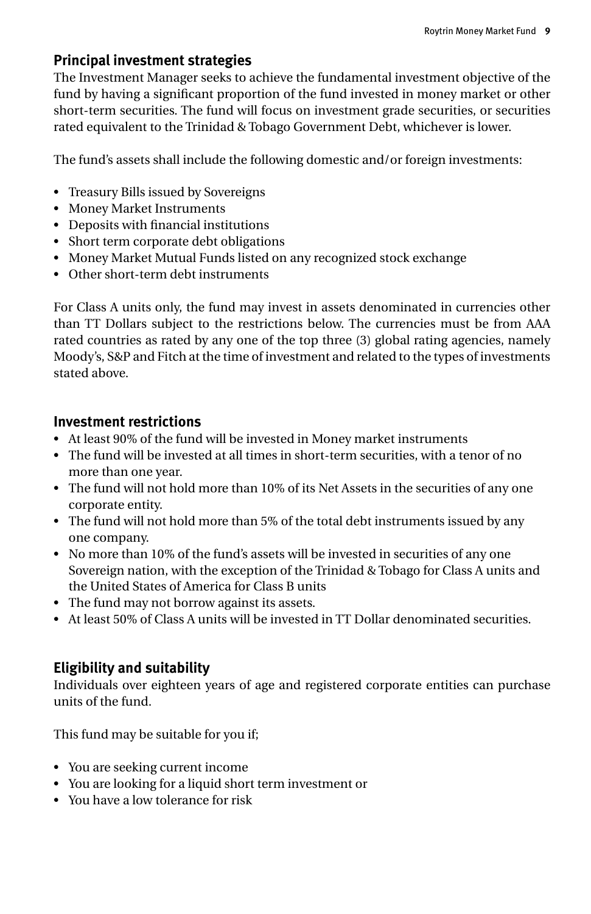## Principal investment strategies

The Investment Manager seeks to achieve the fundamental investment objective of the fund by having a significant proportion of the fund invested in money market or other short-term securities. The fund will focus on investment grade securities, or securities rated equivalent to the Trinidad & Tobago Government Debt, whichever is lower.

The fund's assets shall include the following domestic and/or foreign investments:

- Treasury Bills issued by Sovereigns
- Money Market Instruments
- Deposits with financial institutions
- Short term corporate debt obligations
- Money Market Mutual Funds listed on any recognized stock exchange
- Other short-term debt instruments

For Class A units only, the fund may invest in assets denominated in currencies other than TT Dollars subject to the restrictions below. The currencies must be from AAA rated countries as rated by any one of the top three (3) global rating agencies, namely Moody's, S&P and Fitch at the time of investment and related to the types of investments stated above.

## Investment restrictions

- At least 90% of the fund will be invested in Money market instruments
- The fund will be invested at all times in short-term securities, with a tenor of no more than one year.
- The fund will not hold more than 10% of its Net Assets in the securities of any one corporate entity.
- The fund will not hold more than 5% of the total debt instruments issued by any one company.
- No more than 10% of the fund's assets will be invested in securities of any one Sovereign nation, with the exception of the Trinidad & Tobago for Class A units and the United States of America for Class B units
- The fund may not borrow against its assets.
- At least 50% of Class A units will be invested in TT Dollar denominated securities.

## Eligibility and suitability

Individuals over eighteen years of age and registered corporate entities can purchase units of the fund.

This fund may be suitable for you if;

- You are seeking current income
- You are looking for a liquid short term investment or
- You have a low tolerance for risk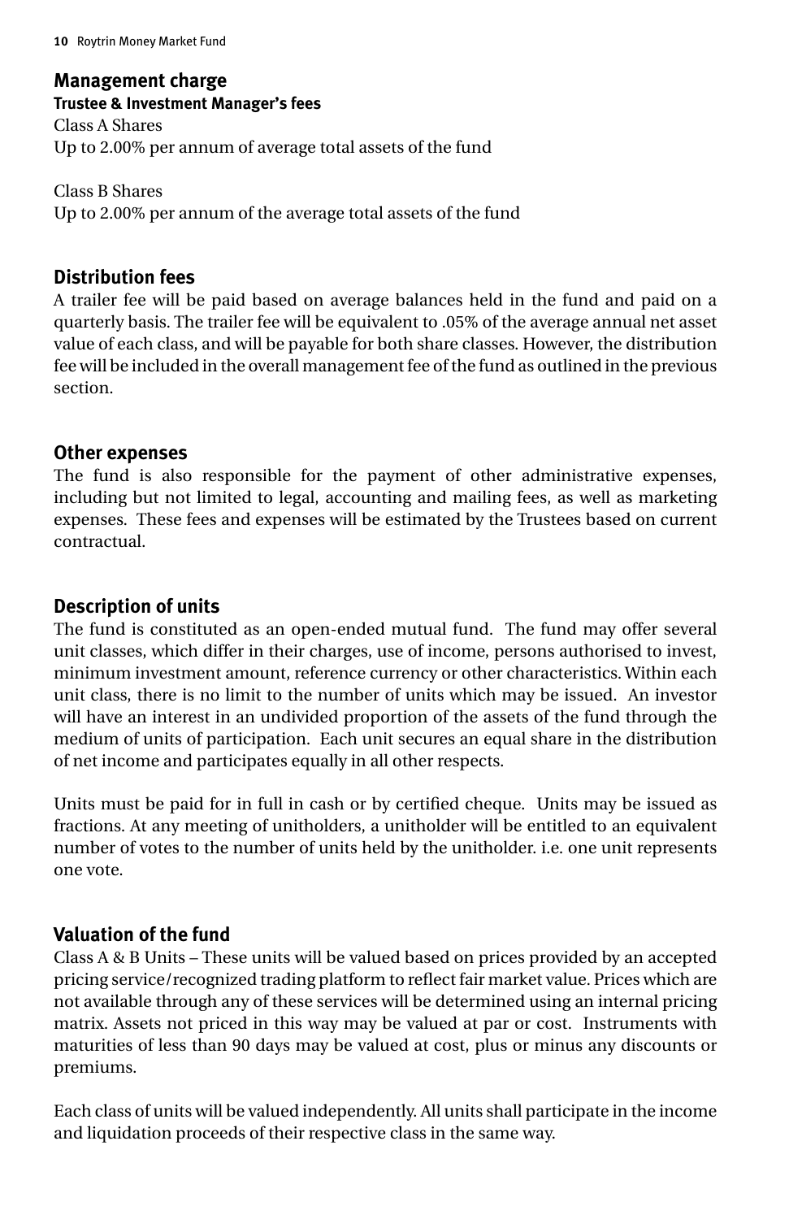## Management charge

### Trustee & Investment Manager's fees

Class A Shares
Up to 2.00% per annum of average total assets of the fund

Class B Shares
Up to 2.00% per annum of the average total assets of the fund

## Distribution fees

A trailer fee will be paid based on average balances held in the fund and paid on a quarterly basis. The trailer fee will be equivalent to .05% of the average annual net asset value of each class, and will be payable for both share classes. However, the distribution fee will be included in the overall management fee of the fund as outlined in the previous section.

## Other expenses

The fund is also responsible for the payment of other administrative expenses, including but not limited to legal, accounting and mailing fees, as well as marketing expenses. These fees and expenses will be estimated by the Trustees based on current contractual.

## Description of units

The fund is constituted as an open-ended mutual fund. The fund may offer several unit classes, which differ in their charges, use of income, persons authorised to invest, minimum investment amount, reference currency or other characteristics. Within each unit class, there is no limit to the number of units which may be issued. An investor will have an interest in an undivided proportion of the assets of the fund through the medium of units of participation. Each unit secures an equal share in the distribution of net income and participates equally in all other respects.

Units must be paid for in full in cash or by certified cheque. Units may be issued as fractions. At any meeting of unitholders, a unitholder will be entitled to an equivalent number of votes to the number of units held by the unitholder. i.e. one unit represents one vote.

## Valuation of the fund

Class A & B Units – These units will be valued based on prices provided by an accepted pricing service/recognized trading platform to reflect fair market value. Prices which are not available through any of these services will be determined using an internal pricing matrix. Assets not priced in this way may be valued at par or cost. Instruments with maturities of less than 90 days may be valued at cost, plus or minus any discounts or premiums.

Each class of units will be valued independently. All units shall participate in the income and liquidation proceeds of their respective class in the same way.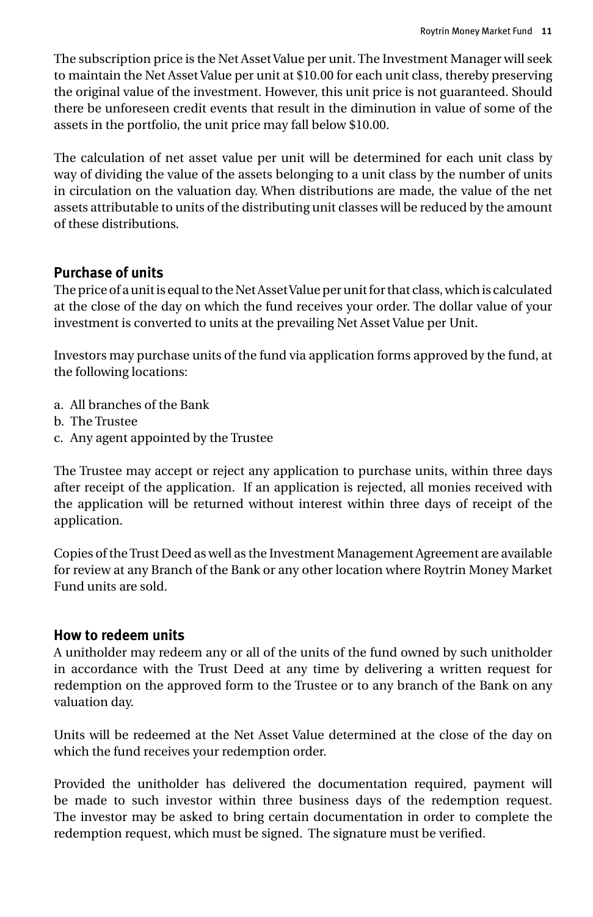The subscription price is the Net Asset Value per unit. The Investment Manager will seek to maintain the Net Asset Value per unit at $10.00 for each unit class, thereby preserving the original value of the investment. However, this unit price is not guaranteed. Should there be unforeseen credit events that result in the diminution in value of some of the assets in the portfolio, the unit price may fall below $10.00.

The calculation of net asset value per unit will be determined for each unit class by way of dividing the value of the assets belonging to a unit class by the number of units in circulation on the valuation day. When distributions are made, the value of the net assets attributable to units of the distributing unit classes will be reduced by the amount of these distributions.

## Purchase of units

The price of a unit is equal to the Net Asset Value per unit for that class, which is calculated at the close of the day on which the fund receives your order. The dollar value of your investment is converted to units at the prevailing Net Asset Value per Unit.

Investors may purchase units of the fund via application forms approved by the fund, at the following locations:

a. All branches of the Bank
b. The Trustee
c. Any agent appointed by the Trustee

The Trustee may accept or reject any application to purchase units, within three days after receipt of the application. If an application is rejected, all monies received with the application will be returned without interest within three days of receipt of the application.

Copies of the Trust Deed as well as the Investment Management Agreement are available for review at any Branch of the Bank or any other location where Roytrin Money Market Fund units are sold.

## How to redeem units

A unitholder may redeem any or all of the units of the fund owned by such unitholder in accordance with the Trust Deed at any time by delivering a written request for redemption on the approved form to the Trustee or to any branch of the Bank on any valuation day.

Units will be redeemed at the Net Asset Value determined at the close of the day on which the fund receives your redemption order.

Provided the unitholder has delivered the documentation required, payment will be made to such investor within three business days of the redemption request. The investor may be asked to bring certain documentation in order to complete the redemption request, which must be signed. The signature must be verified.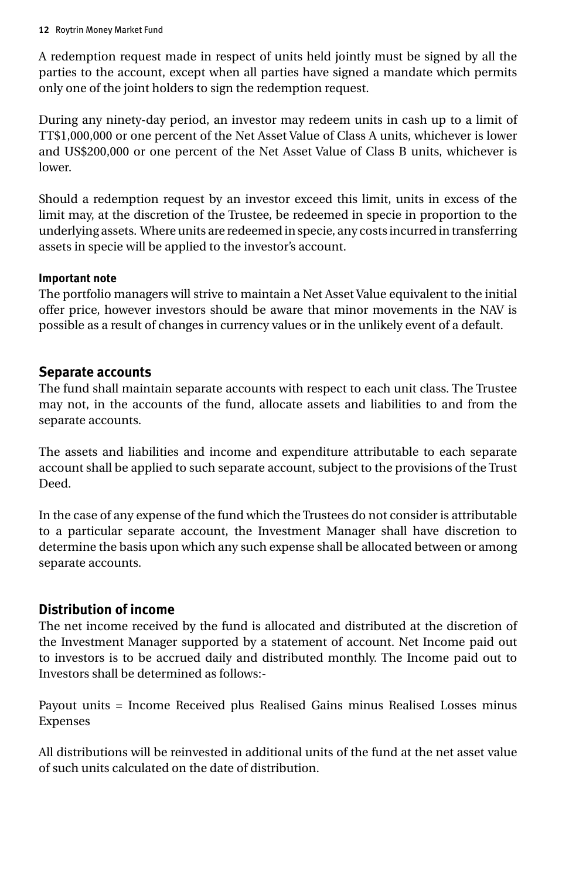A redemption request made in respect of units held jointly must be signed by all the parties to the account, except when all parties have signed a mandate which permits only one of the joint holders to sign the redemption request.

During any ninety-day period, an investor may redeem units in cash up to a limit of TT$1,000,000 or one percent of the Net Asset Value of Class A units, whichever is lower and US$200,000 or one percent of the Net Asset Value of Class B units, whichever is lower.

Should a redemption request by an investor exceed this limit, units in excess of the limit may, at the discretion of the Trustee, be redeemed in specie in proportion to the underlying assets. Where units are redeemed in specie, any costs incurred in transferring assets in specie will be applied to the investor's account.

**Important note**

The portfolio managers will strive to maintain a Net Asset Value equivalent to the initial offer price, however investors should be aware that minor movements in the NAV is possible as a result of changes in currency values or in the unlikely event of a default.

## Separate accounts

The fund shall maintain separate accounts with respect to each unit class. The Trustee may not, in the accounts of the fund, allocate assets and liabilities to and from the separate accounts.

The assets and liabilities and income and expenditure attributable to each separate account shall be applied to such separate account, subject to the provisions of the Trust Deed.

In the case of any expense of the fund which the Trustees do not consider is attributable to a particular separate account, the Investment Manager shall have discretion to determine the basis upon which any such expense shall be allocated between or among separate accounts.

## Distribution of income

The net income received by the fund is allocated and distributed at the discretion of the Investment Manager supported by a statement of account. Net Income paid out to investors is to be accrued daily and distributed monthly. The Income paid out to Investors shall be determined as follows:-

Payout units = Income Received plus Realised Gains minus Realised Losses minus Expenses

All distributions will be reinvested in additional units of the fund at the net asset value of such units calculated on the date of distribution.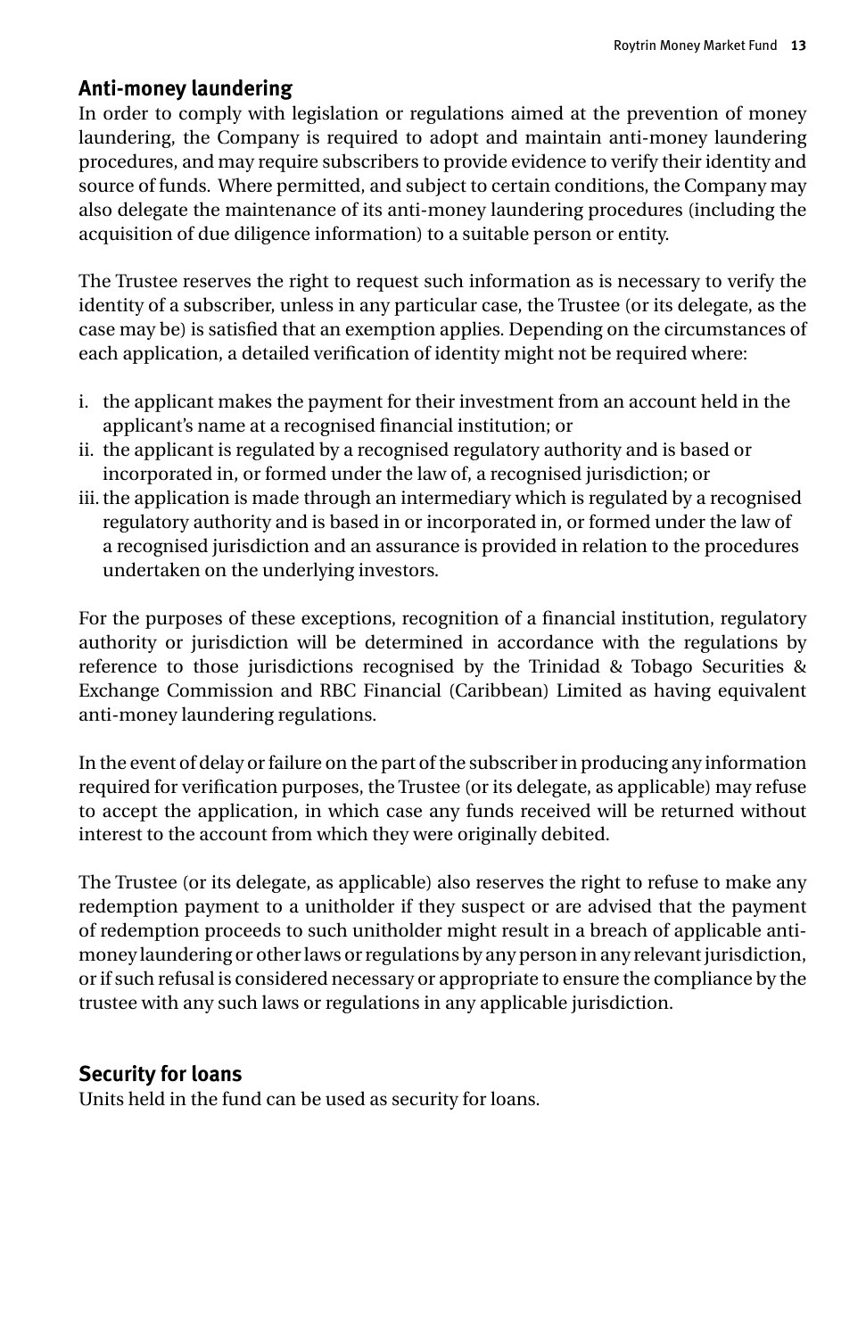## Anti-money laundering

In order to comply with legislation or regulations aimed at the prevention of money laundering, the Company is required to adopt and maintain anti-money laundering procedures, and may require subscribers to provide evidence to verify their identity and source of funds. Where permitted, and subject to certain conditions, the Company may also delegate the maintenance of its anti-money laundering procedures (including the acquisition of due diligence information) to a suitable person or entity.

The Trustee reserves the right to request such information as is necessary to verify the identity of a subscriber, unless in any particular case, the Trustee (or its delegate, as the case may be) is satisfied that an exemption applies. Depending on the circumstances of each application, a detailed verification of identity might not be required where:

i. the applicant makes the payment for their investment from an account held in the applicant's name at a recognised financial institution; or
ii. the applicant is regulated by a recognised regulatory authority and is based or incorporated in, or formed under the law of, a recognised jurisdiction; or
iii. the application is made through an intermediary which is regulated by a recognised regulatory authority and is based in or incorporated in, or formed under the law of a recognised jurisdiction and an assurance is provided in relation to the procedures undertaken on the underlying investors.

For the purposes of these exceptions, recognition of a financial institution, regulatory authority or jurisdiction will be determined in accordance with the regulations by reference to those jurisdictions recognised by the Trinidad & Tobago Securities & Exchange Commission and RBC Financial (Caribbean) Limited as having equivalent anti-money laundering regulations.

In the event of delay or failure on the part of the subscriber in producing any information required for verification purposes, the Trustee (or its delegate, as applicable) may refuse to accept the application, in which case any funds received will be returned without interest to the account from which they were originally debited.

The Trustee (or its delegate, as applicable) also reserves the right to refuse to make any redemption payment to a unitholder if they suspect or are advised that the payment of redemption proceeds to such unitholder might result in a breach of applicable anti-money laundering or other laws or regulations by any person in any relevant jurisdiction, or if such refusal is considered necessary or appropriate to ensure the compliance by the trustee with any such laws or regulations in any applicable jurisdiction.

## Security for loans

Units held in the fund can be used as security for loans.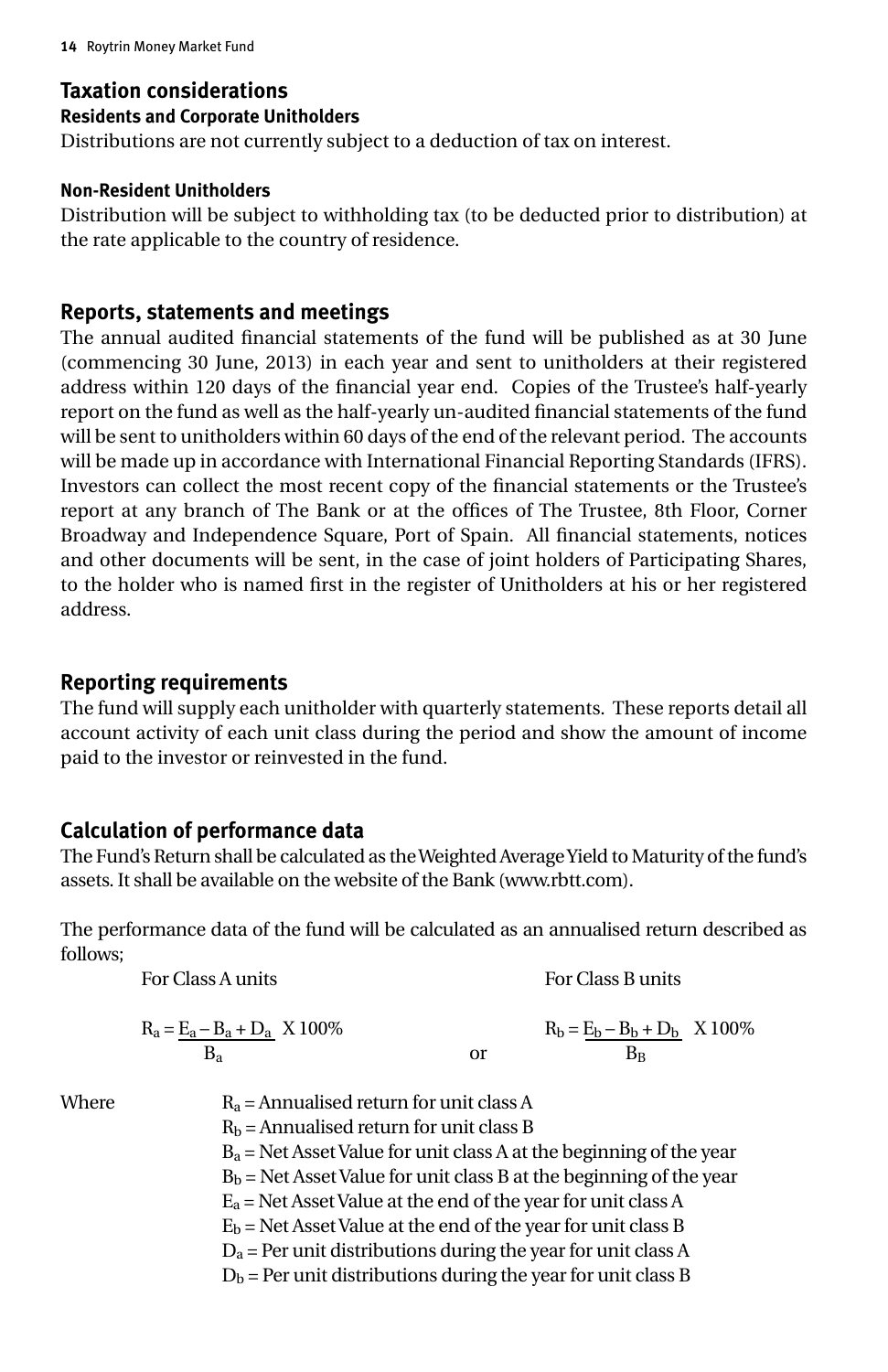## Taxation considerations

### Residents and Corporate Unitholders

Distributions are not currently subject to a deduction of tax on interest.

### Non-Resident Unitholders

Distribution will be subject to withholding tax (to be deducted prior to distribution) at the rate applicable to the country of residence.

## Reports, statements and meetings

The annual audited financial statements of the fund will be published as at 30 June (commencing 30 June, 2013) in each year and sent to unitholders at their registered address within 120 days of the financial year end. Copies of the Trustee's half-yearly report on the fund as well as the half-yearly un-audited financial statements of the fund will be sent to unitholders within 60 days of the end of the relevant period. The accounts will be made up in accordance with International Financial Reporting Standards (IFRS). Investors can collect the most recent copy of the financial statements or the Trustee's report at any branch of The Bank or at the offices of The Trustee, 8th Floor, Corner Broadway and Independence Square, Port of Spain. All financial statements, notices and other documents will be sent, in the case of joint holders of Participating Shares, to the holder who is named first in the register of Unitholders at his or her registered address.

## Reporting requirements

The fund will supply each unitholder with quarterly statements. These reports detail all account activity of each unit class during the period and show the amount of income paid to the investor or reinvested in the fund.

## Calculation of performance data

The Fund's Return shall be calculated as the Weighted Average Yield to Maturity of the fund's assets. It shall be available on the website of the Bank (www.rbtt.com).

The performance data of the fund will be calculated as an annualised return described as follows;

For Class A units

$$R_a = \frac{E_a - B_a + D_a}{B_a} \times 100\%$$

or

For Class B units

$$R_b = \frac{E_b - B_b + D_b}{B_B} \times 100\%$$

Where
$R_a$ = Annualised return for unit class A
$R_b$ = Annualised return for unit class B
$B_a$ = Net Asset Value for unit class A at the beginning of the year
$B_b$ = Net Asset Value for unit class B at the beginning of the year
$E_a$ = Net Asset Value at the end of the year for unit class A
$E_b$ = Net Asset Value at the end of the year for unit class B
$D_a$ = Per unit distributions during the year for unit class A
$D_b$ = Per unit distributions during the year for unit class B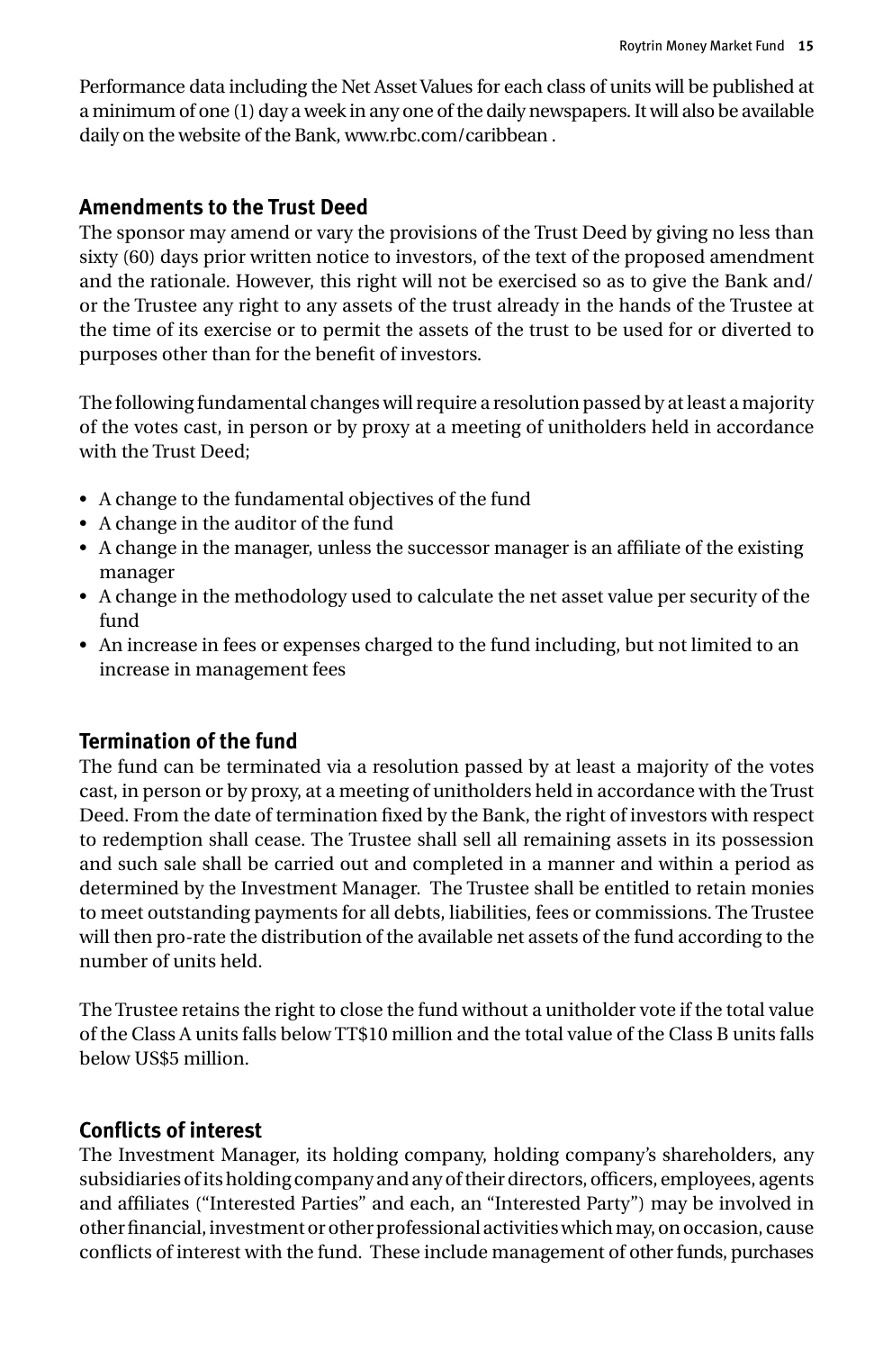Performance data including the Net Asset Values for each class of units will be published at a minimum of one (1) day a week in any one of the daily newspapers. It will also be available daily on the website of the Bank, www.rbc.com/caribbean .

## Amendments to the Trust Deed

The sponsor may amend or vary the provisions of the Trust Deed by giving no less than sixty (60) days prior written notice to investors, of the text of the proposed amendment and the rationale. However, this right will not be exercised so as to give the Bank and/or the Trustee any right to any assets of the trust already in the hands of the Trustee at the time of its exercise or to permit the assets of the trust to be used for or diverted to purposes other than for the benefit of investors.

The following fundamental changes will require a resolution passed by at least a majority of the votes cast, in person or by proxy at a meeting of unitholders held in accordance with the Trust Deed;

- A change to the fundamental objectives of the fund
- A change in the auditor of the fund
- A change in the manager, unless the successor manager is an affiliate of the existing manager
- A change in the methodology used to calculate the net asset value per security of the fund
- An increase in fees or expenses charged to the fund including, but not limited to an increase in management fees

## Termination of the fund

The fund can be terminated via a resolution passed by at least a majority of the votes cast, in person or by proxy, at a meeting of unitholders held in accordance with the Trust Deed. From the date of termination fixed by the Bank, the right of investors with respect to redemption shall cease. The Trustee shall sell all remaining assets in its possession and such sale shall be carried out and completed in a manner and within a period as determined by the Investment Manager. The Trustee shall be entitled to retain monies to meet outstanding payments for all debts, liabilities, fees or commissions. The Trustee will then pro-rate the distribution of the available net assets of the fund according to the number of units held.

The Trustee retains the right to close the fund without a unitholder vote if the total value of the Class A units falls below TT$10 million and the total value of the Class B units falls below US$5 million.

## Conflicts of interest

The Investment Manager, its holding company, holding company's shareholders, any subsidiaries of its holding company and any of their directors, officers, employees, agents and affiliates ("Interested Parties" and each, an "Interested Party") may be involved in other financial, investment or other professional activities which may, on occasion, cause conflicts of interest with the fund. These include management of other funds, purchases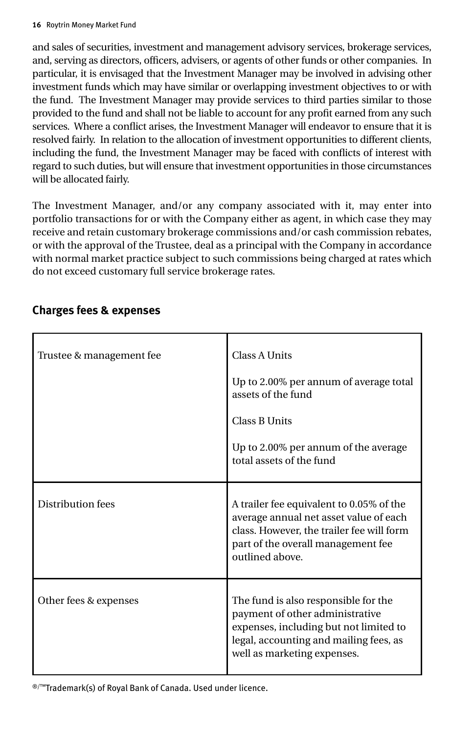and sales of securities, investment and management advisory services, brokerage services, and, serving as directors, officers, advisers, or agents of other funds or other companies. In particular, it is envisaged that the Investment Manager may be involved in advising other investment funds which may have similar or overlapping investment objectives to or with the fund. The Investment Manager may provide services to third parties similar to those provided to the fund and shall not be liable to account for any profit earned from any such services. Where a conflict arises, the Investment Manager will endeavor to ensure that it is resolved fairly. In relation to the allocation of investment opportunities to different clients, including the fund, the Investment Manager may be faced with conflicts of interest with regard to such duties, but will ensure that investment opportunities in those circumstances will be allocated fairly.

The Investment Manager, and/or any company associated with it, may enter into portfolio transactions for or with the Company either as agent, in which case they may receive and retain customary brokerage commissions and/or cash commission rebates, or with the approval of the Trustee, deal as a principal with the Company in accordance with normal market practice subject to such commissions being charged at rates which do not exceed customary full service brokerage rates.

## Charges fees & expenses

| | |
|---|---|
| Trustee & management fee | Class A Units<br><br>Up to 2.00% per annum of average total assets of the fund<br><br>Class B Units<br><br>Up to 2.00% per annum of the average total assets of the fund |
| Distribution fees | A trailer fee equivalent to 0.05% of the average annual net asset value of each class. However, the trailer fee will form part of the overall management fee outlined above. |
| Other fees & expenses | The fund is also responsible for the payment of other administrative expenses, including but not limited to legal, accounting and mailing fees, as well as marketing expenses. |

®/™Trademark(s) of Royal Bank of Canada. Used under licence.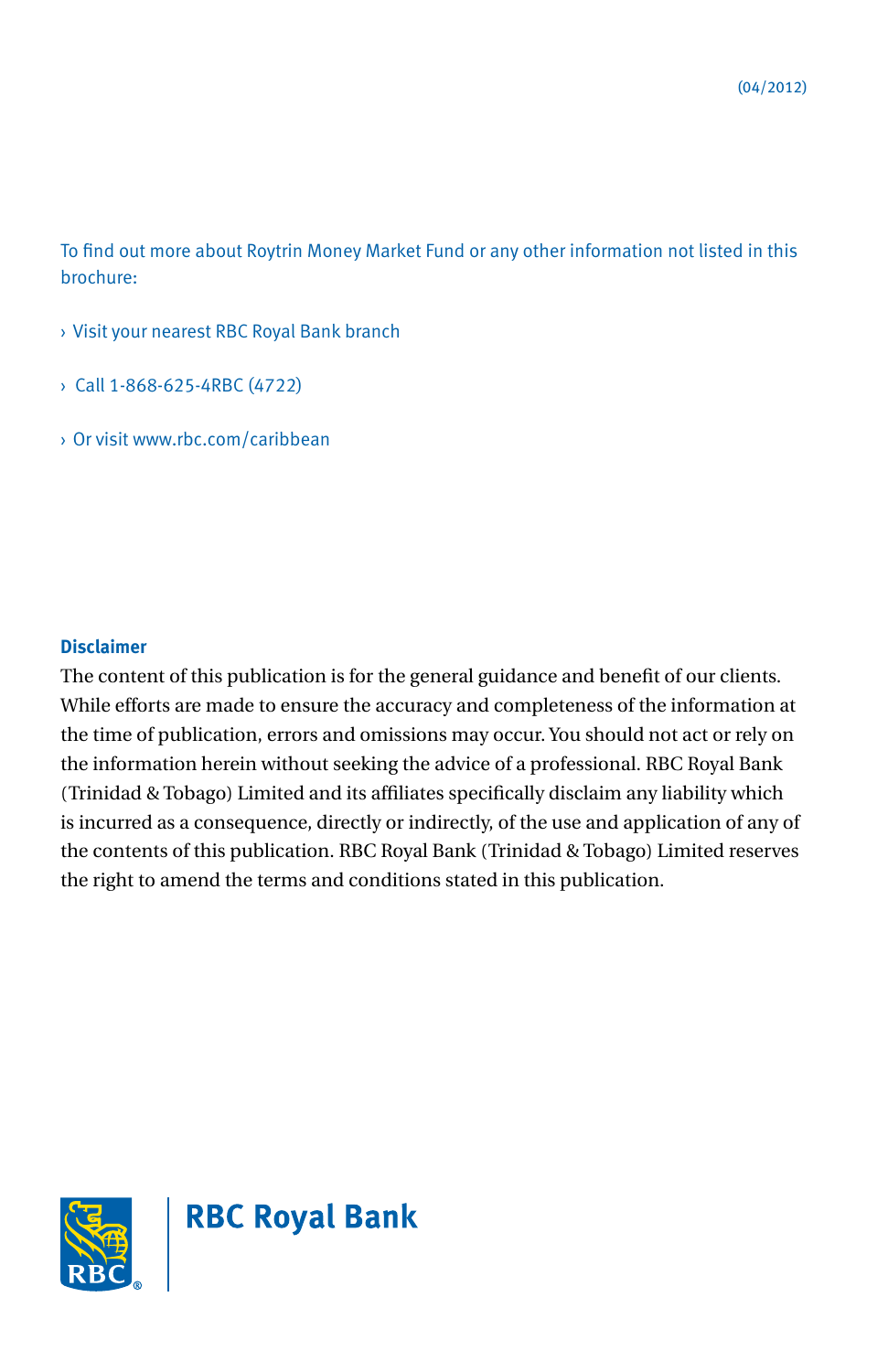(04/2012)

To find out more about Roytrin Money Market Fund or any other information not listed in this brochure:

› Visit your nearest RBC Royal Bank branch

› Call 1-868-625-4RBC (4722)

› Or visit www.rbc.com/caribbean

**Disclaimer**

The content of this publication is for the general guidance and benefit of our clients. While efforts are made to ensure the accuracy and completeness of the information at the time of publication, errors and omissions may occur. You should not act or rely on the information herein without seeking the advice of a professional. RBC Royal Bank (Trinidad & Tobago) Limited and its affiliates specifically disclaim any liability which is incurred as a consequence, directly or indirectly, of the use and application of any of the contents of this publication. RBC Royal Bank (Trinidad & Tobago) Limited reserves the right to amend the terms and conditions stated in this publication.

RBC Royal Bank